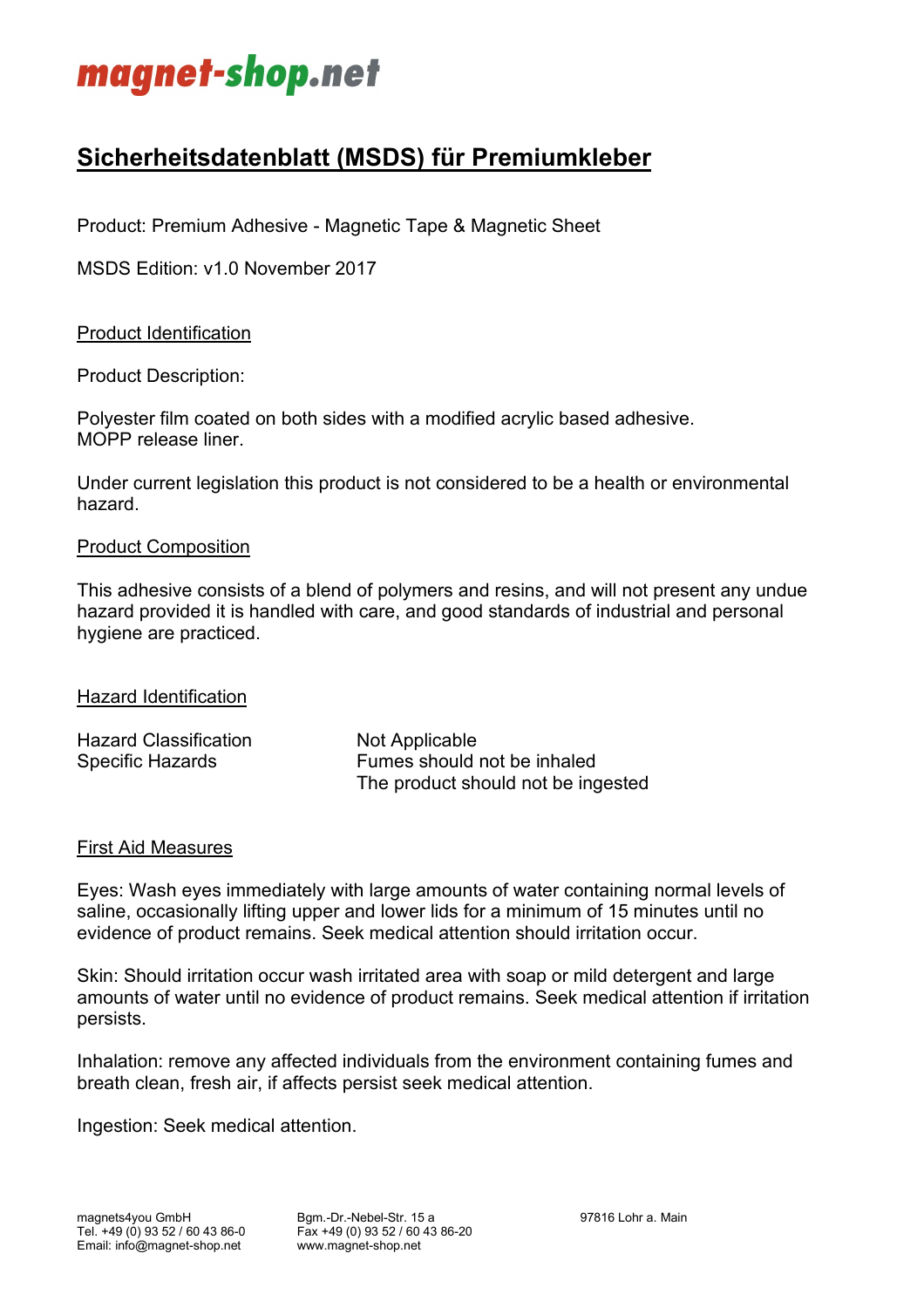magnet-shop.net

# Sicherheitsdatenblatt (MSDS) für Premiumkleber

Product: Premium Adhesive - Magnetic Tape & Magnetic Sheet

MSDS Edition: v1.0 November 2017

## Product Identification

Product Description:

Polyester film coated on both sides with a modified acrylic based adhesive.
MOPP release liner.

Under current legislation this product is not considered to be a health or environmental hazard.

## Product Composition

This adhesive consists of a blend of polymers and resins, and will not present any undue hazard provided it is handled with care, and good standards of industrial and personal hygiene are practiced.

## Hazard Identification

| | |
|---|---|
| Hazard Classification | Not Applicable |
| Specific Hazards | Fumes should not be inhaled<br>The product should not be ingested |

## First Aid Measures

Eyes: Wash eyes immediately with large amounts of water containing normal levels of saline, occasionally lifting upper and lower lids for a minimum of 15 minutes until no evidence of product remains. Seek medical attention should irritation occur.

Skin: Should irritation occur wash irritated area with soap or mild detergent and large amounts of water until no evidence of product remains. Seek medical attention if irritation persists.

Inhalation: remove any affected individuals from the environment containing fumes and breath clean, fresh air, if affects persist seek medical attention.

Ingestion: Seek medical attention.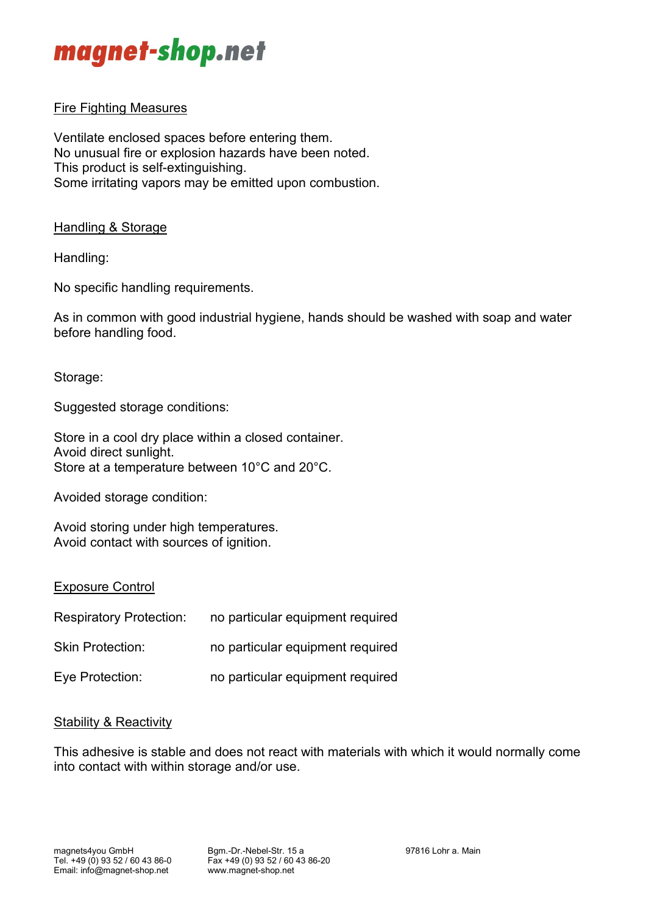## Fire Fighting Measures

Ventilate enclosed spaces before entering them.
No unusual fire or explosion hazards have been noted.
This product is self-extinguishing.
Some irritating vapors may be emitted upon combustion.

## Handling & Storage

Handling:

No specific handling requirements.

As in common with good industrial hygiene, hands should be washed with soap and water before handling food.

Storage:

Suggested storage conditions:

Store in a cool dry place within a closed container.
Avoid direct sunlight.
Store at a temperature between 10°C and 20°C.

Avoided storage condition:

Avoid storing under high temperatures.
Avoid contact with sources of ignition.

## Exposure Control

| | |
|---|---|
| Respiratory Protection: | no particular equipment required |
| Skin Protection: | no particular equipment required |
| Eye Protection: | no particular equipment required |

## Stability & Reactivity

This adhesive is stable and does not react with materials with which it would normally come into contact with within storage and/or use.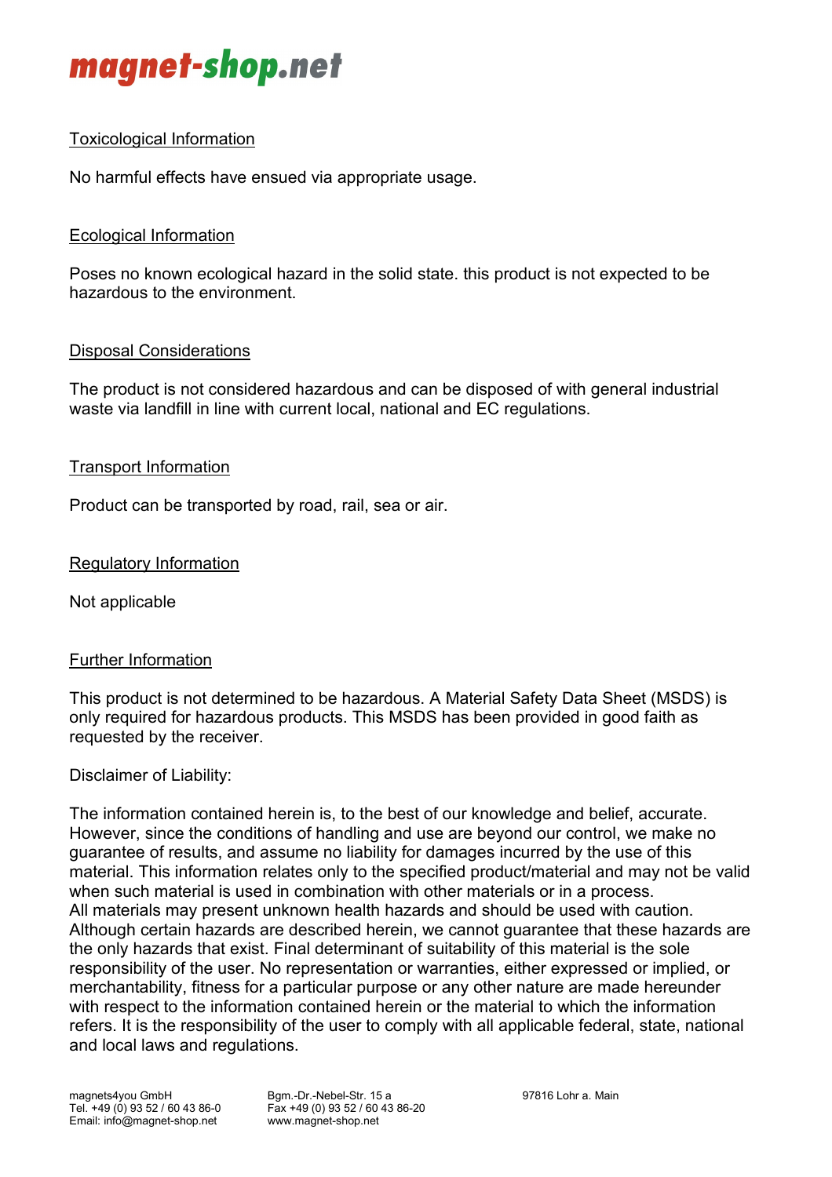## Toxicological Information

No harmful effects have ensued via appropriate usage.

## Ecological Information

Poses no known ecological hazard in the solid state. this product is not expected to be hazardous to the environment.

## Disposal Considerations

The product is not considered hazardous and can be disposed of with general industrial waste via landfill in line with current local, national and EC regulations.

## Transport Information

Product can be transported by road, rail, sea or air.

## Regulatory Information

Not applicable

## Further Information

This product is not determined to be hazardous. A Material Safety Data Sheet (MSDS) is only required for hazardous products. This MSDS has been provided in good faith as requested by the receiver.

Disclaimer of Liability:

The information contained herein is, to the best of our knowledge and belief, accurate. However, since the conditions of handling and use are beyond our control, we make no guarantee of results, and assume no liability for damages incurred by the use of this material. This information relates only to the specified product/material and may not be valid when such material is used in combination with other materials or in a process.
All materials may present unknown health hazards and should be used with caution. Although certain hazards are described herein, we cannot guarantee that these hazards are the only hazards that exist. Final determinant of suitability of this material is the sole responsibility of the user. No representation or warranties, either expressed or implied, or merchantability, fitness for a particular purpose or any other nature are made hereunder with respect to the information contained herein or the material to which the information refers. It is the responsibility of the user to comply with all applicable federal, state, national and local laws and regulations.